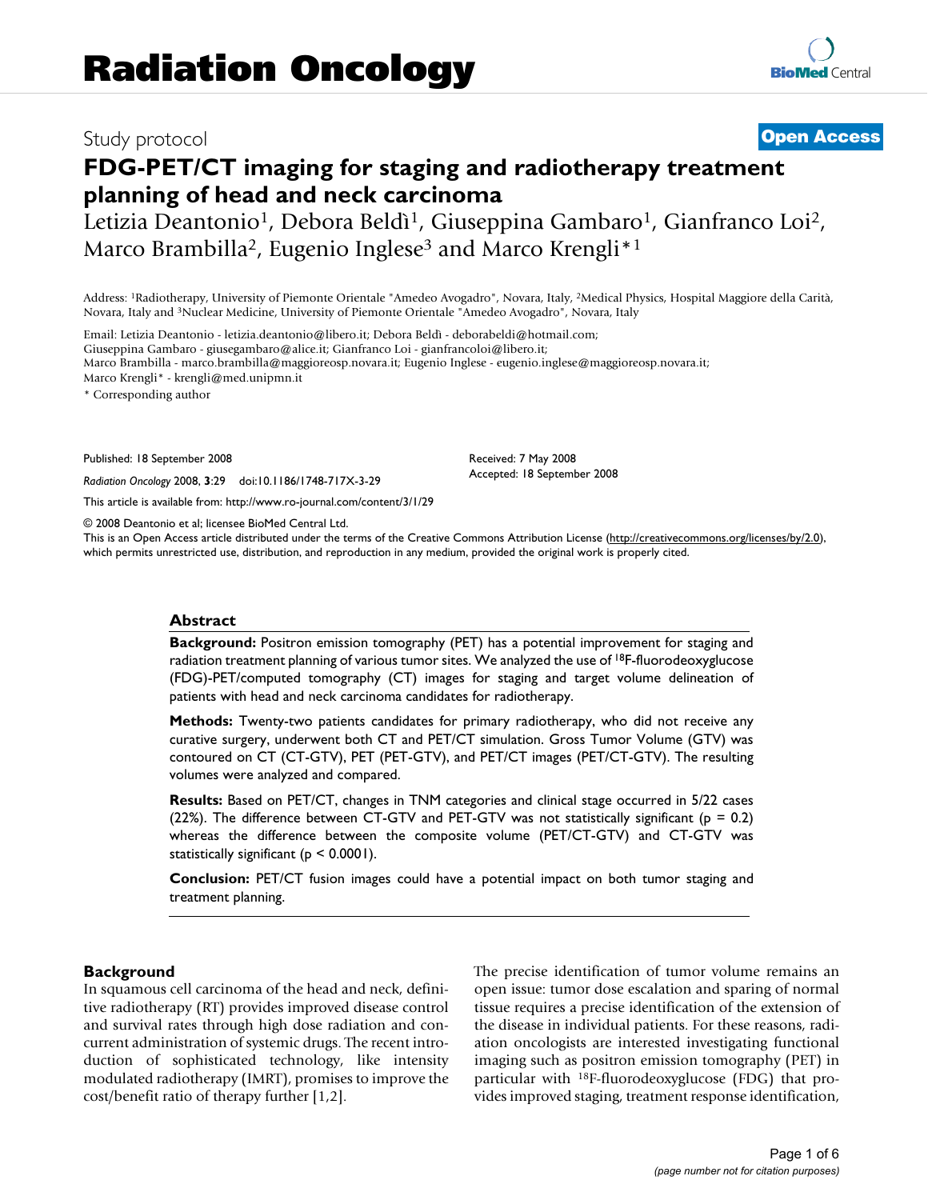# Radiation Oncology

Study protocol

**Open Access**

# FDG-PET/CT imaging for staging and radiotherapy treatment planning of head and neck carcinoma

Letizia Deantonio[1], Debora Beldì[1], Giuseppina Gambaro[1], Gianfranco Loi[2], Marco Brambilla[2], Eugenio Inglese[3] and Marco Krengli*[1]

Address: [1]Radiotherapy, University of Piemonte Orientale "Amedeo Avogadro", Novara, Italy, [2]Medical Physics, Hospital Maggiore della Carità, Novara, Italy and [3]Nuclear Medicine, University of Piemonte Orientale "Amedeo Avogadro", Novara, Italy

Email: Letizia Deantonio - letizia.deantonio@libero.it; Debora Beldì - deborabeldi@hotmail.com; Giuseppina Gambaro - giusegambaro@alice.it; Gianfranco Loi - gianfrancoloi@libero.it; Marco Brambilla - marco.brambilla@maggioreosp.novara.it; Eugenio Inglese - eugenio.inglese@maggioreosp.novara.it; Marco Krengli* - krengli@med.unipmn.it

\* Corresponding author

Published: 18 September 2008

*Radiation Oncology* 2008, **3**:29 doi:10.1186/1748-717X-3-29

Received: 7 May 2008

Accepted: 18 September 2008

This article is available from: http://www.ro-journal.com/content/3/1/29

© 2008 Deantonio et al; licensee BioMed Central Ltd.

This is an Open Access article distributed under the terms of the Creative Commons Attribution License (http://creativecommons.org/licenses/by/2.0), which permits unrestricted use, distribution, and reproduction in any medium, provided the original work is properly cited.

## Abstract

**Background:** Positron emission tomography (PET) has a potential improvement for staging and radiation treatment planning of various tumor sites. We analyzed the use of $^{18}$F-fluorodeoxyglucose (FDG)-PET/computed tomography (CT) images for staging and target volume delineation of patients with head and neck carcinoma candidates for radiotherapy.

**Methods:** Twenty-two patients candidates for primary radiotherapy, who did not receive any curative surgery, underwent both CT and PET/CT simulation. Gross Tumor Volume (GTV) was contoured on CT (CT-GTV), PET (PET-GTV), and PET/CT images (PET/CT-GTV). The resulting volumes were analyzed and compared.

**Results:** Based on PET/CT, changes in TNM categories and clinical stage occurred in 5/22 cases (22%). The difference between CT-GTV and PET-GTV was not statistically significant ($p = 0.2$) whereas the difference between the composite volume (PET/CT-GTV) and CT-GTV was statistically significant ($p < 0.0001$).

**Conclusion:** PET/CT fusion images could have a potential impact on both tumor staging and treatment planning.

## Background

In squamous cell carcinoma of the head and neck, definitive radiotherapy (RT) provides improved disease control and survival rates through high dose radiation and concurrent administration of systemic drugs. The recent introduction of sophisticated technology, like intensity modulated radiotherapy (IMRT), promises to improve the cost/benefit ratio of therapy further [1,2].

The precise identification of tumor volume remains an open issue: tumor dose escalation and sparing of normal tissue requires a precise identification of the extension of the disease in individual patients. For these reasons, radiation oncologists are interested investigating functional imaging such as positron emission tomography (PET) in particular with $^{18}$F-fluorodeoxyglucose (FDG) that provides improved staging, treatment response identification,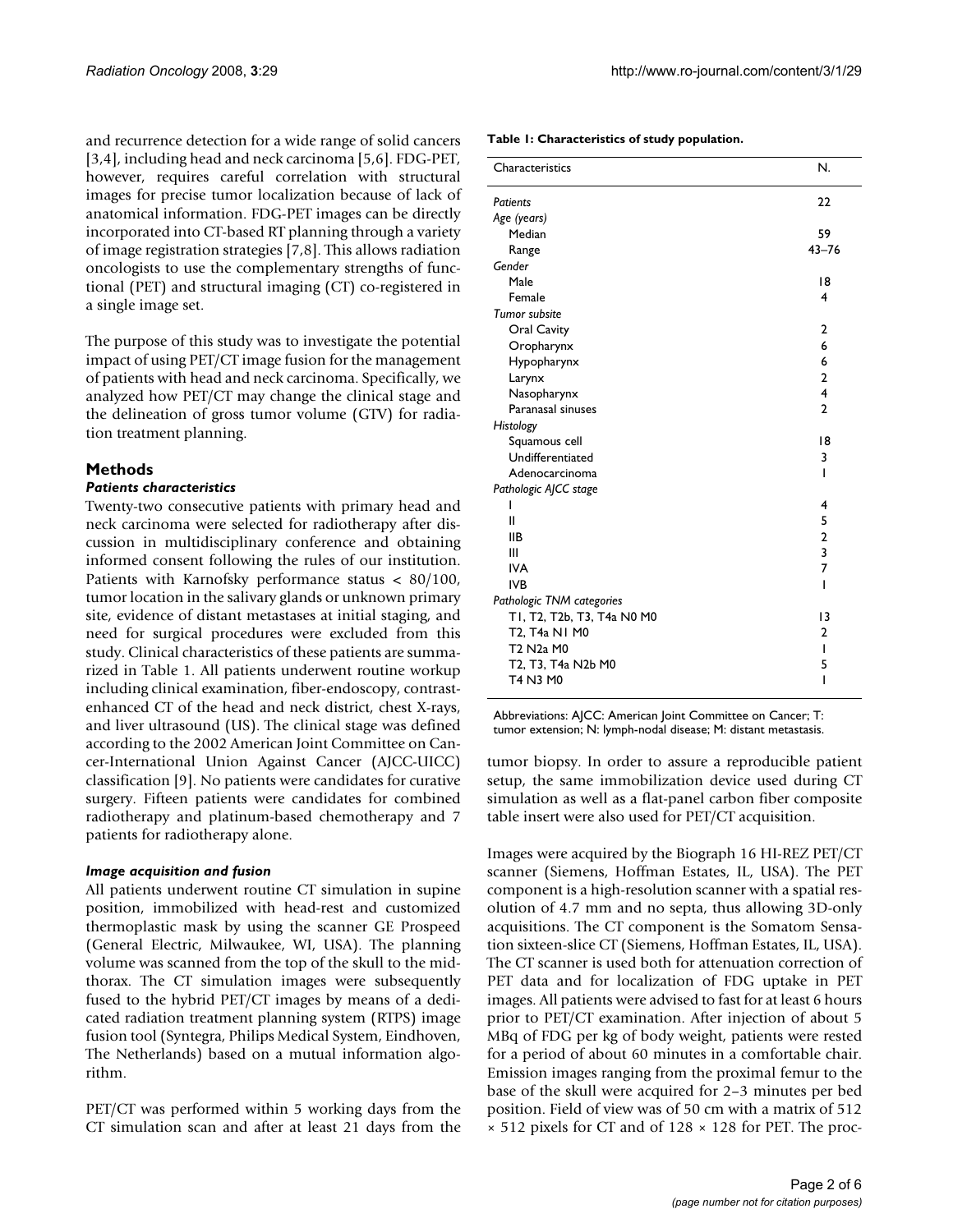and recurrence detection for a wide range of solid cancers [3,4], including head and neck carcinoma [5,6]. FDG-PET, however, requires careful correlation with structural images for precise tumor localization because of lack of anatomical information. FDG-PET images can be directly incorporated into CT-based RT planning through a variety of image registration strategies [7,8]. This allows radiation oncologists to use the complementary strengths of functional (PET) and structural imaging (CT) co-registered in a single image set.

The purpose of this study was to investigate the potential impact of using PET/CT image fusion for the management of patients with head and neck carcinoma. Specifically, we analyzed how PET/CT may change the clinical stage and the delineation of gross tumor volume (GTV) for radiation treatment planning.

## Methods

### *Patients characteristics*

Twenty-two consecutive patients with primary head and neck carcinoma were selected for radiotherapy after discussion in multidisciplinary conference and obtaining informed consent following the rules of our institution. Patients with Karnofsky performance status < 80/100, tumor location in the salivary glands or unknown primary site, evidence of distant metastases at initial staging, and need for surgical procedures were excluded from this study. Clinical characteristics of these patients are summarized in Table 1. All patients underwent routine workup including clinical examination, fiber-endoscopy, contrast-enhanced CT of the head and neck district, chest X-rays, and liver ultrasound (US). The clinical stage was defined according to the 2002 American Joint Committee on Cancer-International Union Against Cancer (AJCC-UICC) classification [9]. No patients were candidates for curative surgery. Fifteen patients were candidates for combined radiotherapy and platinum-based chemotherapy and 7 patients for radiotherapy alone.

### *Image acquisition and fusion*

All patients underwent routine CT simulation in supine position, immobilized with head-rest and customized thermoplastic mask by using the scanner GE Prospeed (General Electric, Milwaukee, WI, USA). The planning volume was scanned from the top of the skull to the mid-thorax. The CT simulation images were subsequently fused to the hybrid PET/CT images by means of a dedicated radiation treatment planning system (RTPS) image fusion tool (Syntegra, Philips Medical System, Eindhoven, The Netherlands) based on a mutual information algorithm.

PET/CT was performed within 5 working days from the CT simulation scan and after at least 21 days from the tumor biopsy. In order to assure a reproducible patient setup, the same immobilization device used during CT simulation as well as a flat-panel carbon fiber composite table insert were also used for PET/CT acquisition.

**Table 1: Characteristics of study population.**

| Characteristics | N. |
|---|---|
| *Patients* | 22 |
| *Age (years)* | |
| Median | 59 |
| Range | 43–76 |
| *Gender* | |
| Male | 18 |
| Female | 4 |
| *Tumor subsite* | |
| Oral Cavity | 2 |
| Oropharynx | 6 |
| Hypopharynx | 6 |
| Larynx | 2 |
| Nasopharynx | 4 |
| Paranasal sinuses | 2 |
| *Histology* | |
| Squamous cell | 18 |
| Undifferentiated | 3 |
| Adenocarcinoma | 1 |
| *Pathologic AJCC stage* | |
| I | 4 |
| II | 5 |
| IIB | 2 |
| III | 3 |
| IVA | 7 |
| IVB | 1 |
| *Pathologic TNM categories* | |
| T1, T2, T2b, T3, T4a N0 M0 | 13 |
| T2, T4a N1 M0 | 2 |
| T2 N2a M0 | 1 |
| T2, T3, T4a N2b M0 | 5 |
| T4 N3 M0 | 1 |

Abbreviations: AJCC: American Joint Committee on Cancer; T: tumor extension; N: lymph-nodal disease; M: distant metastasis.

Images were acquired by the Biograph 16 HI-REZ PET/CT scanner (Siemens, Hoffman Estates, IL, USA). The PET component is a high-resolution scanner with a spatial resolution of 4.7 mm and no septa, thus allowing 3D-only acquisitions. The CT component is the Somatom Sensation sixteen-slice CT (Siemens, Hoffman Estates, IL, USA). The CT scanner is used both for attenuation correction of PET data and for localization of FDG uptake in PET images. All patients were advised to fast for at least 6 hours prior to PET/CT examination. After injection of about 5 MBq of FDG per kg of body weight, patients were rested for a period of about 60 minutes in a comfortable chair. Emission images ranging from the proximal femur to the base of the skull were acquired for 2–3 minutes per bed position. Field of view was of 50 cm with a matrix of 512 × 512 pixels for CT and of 128 × 128 for PET. The proc-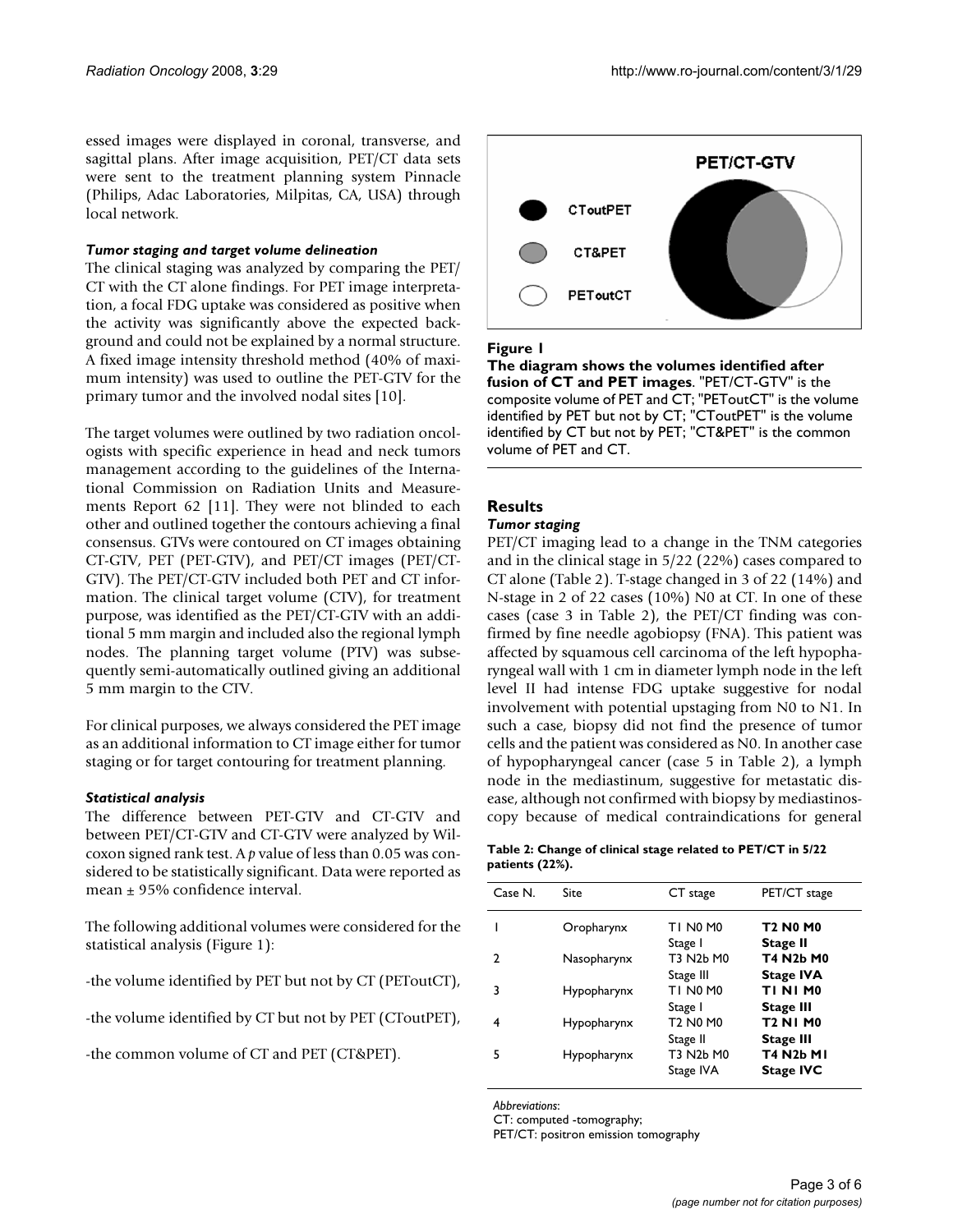essed images were displayed in coronal, transverse, and sagittal plans. After image acquisition, PET/CT data sets were sent to the treatment planning system Pinnacle (Philips, Adac Laboratories, Milpitas, CA, USA) through local network.

### *Tumor staging and target volume delineation*

The clinical staging was analyzed by comparing the PET/CT with the CT alone findings. For PET image interpretation, a focal FDG uptake was considered as positive when the activity was significantly above the expected background and could not be explained by a normal structure. A fixed image intensity threshold method (40% of maximum intensity) was used to outline the PET-GTV for the primary tumor and the involved nodal sites [10].

The target volumes were outlined by two radiation oncologists with specific experience in head and neck tumors management according to the guidelines of the International Commission on Radiation Units and Measurements Report 62 [11]. They were not blinded to each other and outlined together the contours achieving a final consensus. GTVs were contoured on CT images obtaining CT-GTV, PET (PET-GTV), and PET/CT images (PET/CT-GTV). The PET/CT-GTV included both PET and CT information. The clinical target volume (CTV), for treatment purpose, was identified as the PET/CT-GTV with an additional 5 mm margin and included also the regional lymph nodes. The planning target volume (PTV) was subsequently semi-automatically outlined giving an additional 5 mm margin to the CTV.

For clinical purposes, we always considered the PET image as an additional information to CT image either for tumor staging or for target contouring for treatment planning.

### *Statistical analysis*

The difference between PET-GTV and CT-GTV and between PET/CT-GTV and CT-GTV were analyzed by Wilcoxon signed rank test. A *p* value of less than 0.05 was considered to be statistically significant. Data were reported as mean ± 95% confidence interval.

The following additional volumes were considered for the statistical analysis (Figure 1):

-the volume identified by PET but not by CT (PEToutCT),

-the volume identified by CT but not by PET (CToutPET),

-the common volume of CT and PET (CT&PET).

**Figure 1**

**The diagram shows the volumes identified after fusion of CT and PET images**. "PET/CT-GTV" is the composite volume of PET and CT; "PEToutCT" is the volume identified by PET but not by CT; "CToutPET" is the volume identified by CT but not by PET; "CT&PET" is the common volume of PET and CT.

## Results

### *Tumor staging*

PET/CT imaging lead to a change in the TNM categories and in the clinical stage in 5/22 (22%) cases compared to CT alone (Table 2). T-stage changed in 3 of 22 (14%) and N-stage in 2 of 22 cases (10%) N0 at CT. In one of these cases (case 3 in Table 2), the PET/CT finding was confirmed by fine needle agobiopsy (FNA). This patient was affected by squamous cell carcinoma of the left hypopharyngeal wall with 1 cm in diameter lymph node in the left level II had intense FDG uptake suggestive for nodal involvement with potential upstaging from N0 to N1. In such a case, biopsy did not find the presence of tumor cells and the patient was considered as N0. In another case of hypopharyngeal cancer (case 5 in Table 2), a lymph node in the mediastinum, suggestive for metastatic disease, although not confirmed with biopsy by mediastinoscopy because of medical contraindications for general

**Table 2: Change of clinical stage related to PET/CT in 5/22 patients (22%).**

| Case N. | Site | CT stage | PET/CT stage |
|---|---|---|---|
| 1 | Oropharynx | T1 N0 M0<br>Stage I | **T2 N0 M0**<br>**Stage II** |
| 2 | Nasopharynx | T3 N2b M0<br>Stage III | **T4 N2b M0**<br>**Stage IVA** |
| 3 | Hypopharynx | T1 N0 M0<br>Stage I | **T1 N1 M0**<br>**Stage III** |
| 4 | Hypopharynx | T2 N0 M0<br>Stage II | **T2 N1 M0**<br>**Stage III** |
| 5 | Hypopharynx | T3 N2b M0<br>Stage IVA | **T4 N2b M1**<br>**Stage IVC** |

*Abbreviations*:
CT: computed -tomography;
PET/CT: positron emission tomography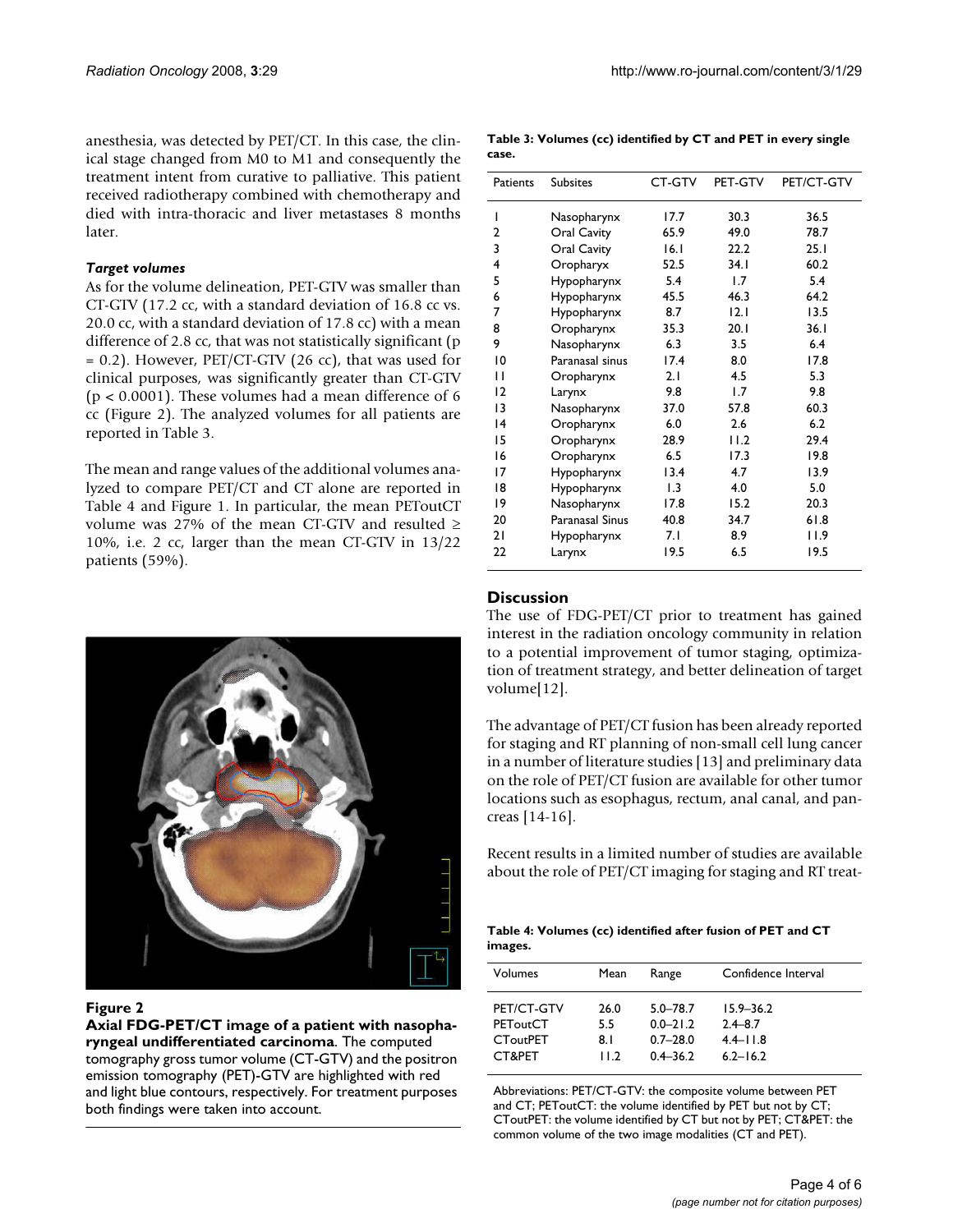anesthesia, was detected by PET/CT. In this case, the clinical stage changed from M0 to M1 and consequently the treatment intent from curative to palliative. This patient received radiotherapy combined with chemotherapy and died with intra-thoracic and liver metastases 8 months later.

### *Target volumes*

As for the volume delineation, PET-GTV was smaller than CT-GTV (17.2 cc, with a standard deviation of 16.8 cc vs. 20.0 cc, with a standard deviation of 17.8 cc) with a mean difference of 2.8 cc, that was not statistically significant ($p = 0.2$). However, PET/CT-GTV (26 cc), that was used for clinical purposes, was significantly greater than CT-GTV ($p < 0.0001$). These volumes had a mean difference of 6 cc (Figure 2). The analyzed volumes for all patients are reported in Table 3.

The mean and range values of the additional volumes analyzed to compare PET/CT and CT alone are reported in Table 4 and Figure 1. In particular, the mean PEToutCT volume was 27% of the mean CT-GTV and resulted ≥ 10%, i.e. 2 cc, larger than the mean CT-GTV in 13/22 patients (59%).

**Figure 2**

**Axial FDG-PET/CT image of a patient with nasopharyngeal undifferentiated carcinoma**. The computed tomography gross tumor volume (CT-GTV) and the positron emission tomography (PET)-GTV are highlighted with red and light blue contours, respectively. For treatment purposes both findings were taken into account.

**Table 3: Volumes (cc) identified by CT and PET in every single case.**

| Patients | Subsites | CT-GTV | PET-GTV | PET/CT-GTV |
|---|---|---|---|---|
| 1 | Nasopharynx | 17.7 | 30.3 | 36.5 |
| 2 | Oral Cavity | 65.9 | 49.0 | 78.7 |
| 3 | Oral Cavity | 16.1 | 22.2 | 25.1 |
| 4 | Oropharyx | 52.5 | 34.1 | 60.2 |
| 5 | Hypopharynx | 5.4 | 1.7 | 5.4 |
| 6 | Hypopharynx | 45.5 | 46.3 | 64.2 |
| 7 | Hypopharynx | 8.7 | 12.1 | 13.5 |
| 8 | Oropharynx | 35.3 | 20.1 | 36.1 |
| 9 | Nasopharynx | 6.3 | 3.5 | 6.4 |
| 10 | Paranasal sinus | 17.4 | 8.0 | 17.8 |
| 11 | Oropharynx | 2.1 | 4.5 | 5.3 |
| 12 | Larynx | 9.8 | 1.7 | 9.8 |
| 13 | Nasopharynx | 37.0 | 57.8 | 60.3 |
| 14 | Oropharynx | 6.0 | 2.6 | 6.2 |
| 15 | Oropharynx | 28.9 | 11.2 | 29.4 |
| 16 | Oropharynx | 6.5 | 17.3 | 19.8 |
| 17 | Hypopharynx | 13.4 | 4.7 | 13.9 |
| 18 | Hypopharynx | 1.3 | 4.0 | 5.0 |
| 19 | Nasopharynx | 17.8 | 15.2 | 20.3 |
| 20 | Paranasal Sinus | 40.8 | 34.7 | 61.8 |
| 21 | Hypopharynx | 7.1 | 8.9 | 11.9 |
| 22 | Larynx | 19.5 | 6.5 | 19.5 |

## Discussion

The use of FDG-PET/CT prior to treatment has gained interest in the radiation oncology community in relation to a potential improvement of tumor staging, optimization of treatment strategy, and better delineation of target volume[12].

The advantage of PET/CT fusion has been already reported for staging and RT planning of non-small cell lung cancer in a number of literature studies [13] and preliminary data on the role of PET/CT fusion are available for other tumor locations such as esophagus, rectum, anal canal, and pancreas [14-16].

Recent results in a limited number of studies are available about the role of PET/CT imaging for staging and RT treat-

**Table 4: Volumes (cc) identified after fusion of PET and CT images.**

| Volumes | Mean | Range | Confidence Interval |
|---|---|---|---|
| PET/CT-GTV | 26.0 | 5.0–78.7 | 15.9–36.2 |
| PEToutCT | 5.5 | 0.0–21.2 | 2.4–8.7 |
| CToutPET | 8.1 | 0.7–28.0 | 4.4–11.8 |
| CT&PET | 11.2 | 0.4–36.2 | 6.2–16.2 |

Abbreviations: PET/CT-GTV: the composite volume between PET and CT; PEToutCT: the volume identified by PET but not by CT; CToutPET: the volume identified by CT but not by PET; CT&PET: the common volume of the two image modalities (CT and PET).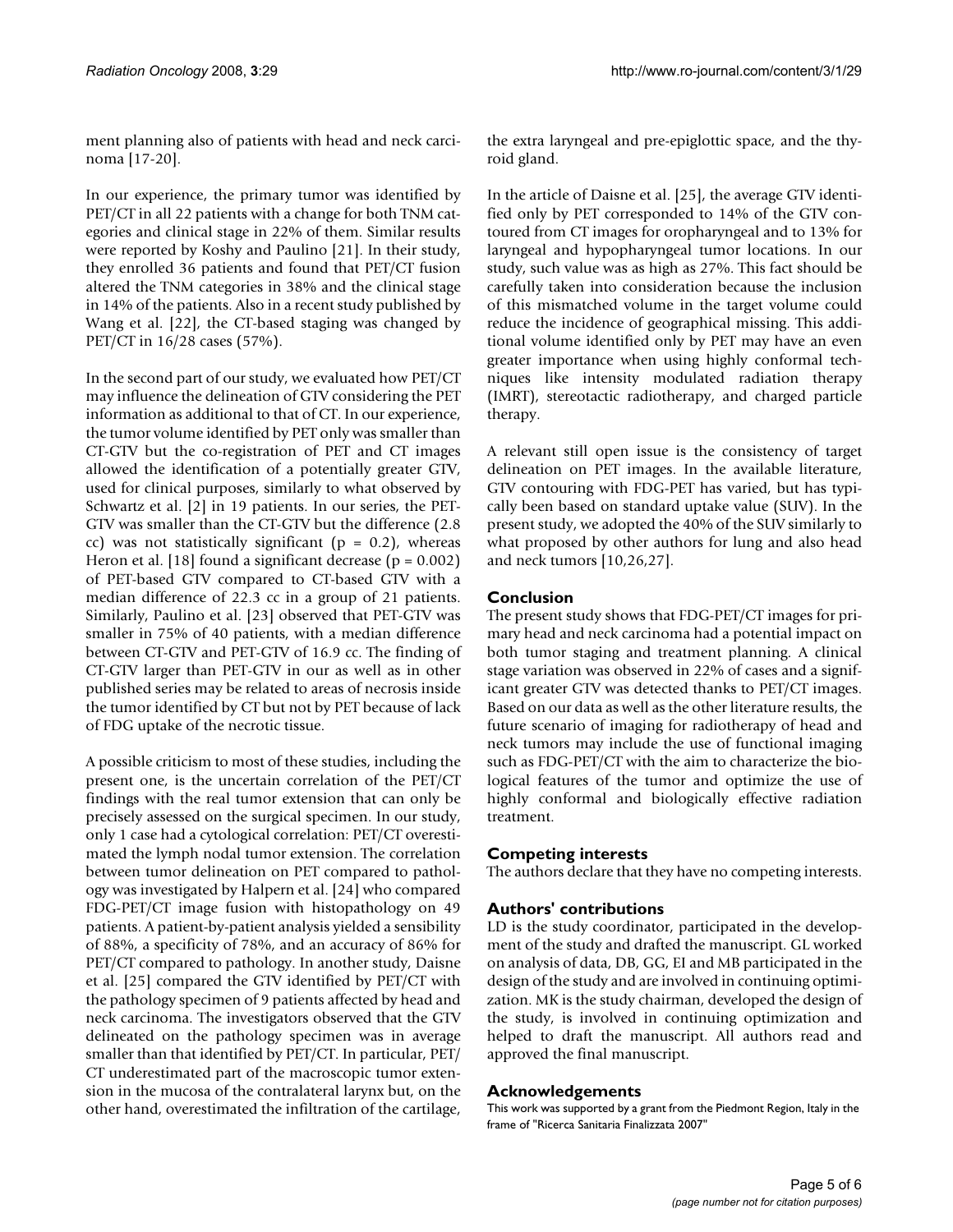ment planning also of patients with head and neck carcinoma [17-20].

In our experience, the primary tumor was identified by PET/CT in all 22 patients with a change for both TNM categories and clinical stage in 22% of them. Similar results were reported by Koshy and Paulino [21]. In their study, they enrolled 36 patients and found that PET/CT fusion altered the TNM categories in 38% and the clinical stage in 14% of the patients. Also in a recent study published by Wang et al. [22], the CT-based staging was changed by PET/CT in 16/28 cases (57%).

In the second part of our study, we evaluated how PET/CT may influence the delineation of GTV considering the PET information as additional to that of CT. In our experience, the tumor volume identified by PET only was smaller than CT-GTV but the co-registration of PET and CT images allowed the identification of a potentially greater GTV, used for clinical purposes, similarly to what observed by Schwartz et al. [2] in 19 patients. In our series, the PET-GTV was smaller than the CT-GTV but the difference (2.8 cc) was not statistically significant ($p = 0.2$), whereas Heron et al. [18] found a significant decrease ($p = 0.002$) of PET-based GTV compared to CT-based GTV with a median difference of 22.3 cc in a group of 21 patients. Similarly, Paulino et al. [23] observed that PET-GTV was smaller in 75% of 40 patients, with a median difference between CT-GTV and PET-GTV of 16.9 cc. The finding of CT-GTV larger than PET-GTV in our as well as in other published series may be related to areas of necrosis inside the tumor identified by CT but not by PET because of lack of FDG uptake of the necrotic tissue.

A possible criticism to most of these studies, including the present one, is the uncertain correlation of the PET/CT findings with the real tumor extension that can only be precisely assessed on the surgical specimen. In our study, only 1 case had a cytological correlation: PET/CT overestimated the lymph nodal tumor extension. The correlation between tumor delineation on PET compared to pathology was investigated by Halpern et al. [24] who compared FDG-PET/CT image fusion with histopathology on 49 patients. A patient-by-patient analysis yielded a sensibility of 88%, a specificity of 78%, and an accuracy of 86% for PET/CT compared to pathology. In another study, Daisne et al. [25] compared the GTV identified by PET/CT with the pathology specimen of 9 patients affected by head and neck carcinoma. The investigators observed that the GTV delineated on the pathology specimen was in average smaller than that identified by PET/CT. In particular, PET/CT underestimated part of the macroscopic tumor extension in the mucosa of the contralateral larynx but, on the other hand, overestimated the infiltration of the cartilage, the extra laryngeal and pre-epiglottic space, and the thyroid gland.

In the article of Daisne et al. [25], the average GTV identified only by PET corresponded to 14% of the GTV contoured from CT images for oropharyngeal and to 13% for laryngeal and hypopharyngeal tumor locations. In our study, such value was as high as 27%. This fact should be carefully taken into consideration because the inclusion of this mismatched volume in the target volume could reduce the incidence of geographical missing. This additional volume identified only by PET may have an even greater importance when using highly conformal techniques like intensity modulated radiation therapy (IMRT), stereotactic radiotherapy, and charged particle therapy.

A relevant still open issue is the consistency of target delineation on PET images. In the available literature, GTV contouring with FDG-PET has varied, but has typically been based on standard uptake value (SUV). In the present study, we adopted the 40% of the SUV similarly to what proposed by other authors for lung and also head and neck tumors [10,26,27].

## Conclusion

The present study shows that FDG-PET/CT images for primary head and neck carcinoma had a potential impact on both tumor staging and treatment planning. A clinical stage variation was observed in 22% of cases and a significant greater GTV was detected thanks to PET/CT images. Based on our data as well as the other literature results, the future scenario of imaging for radiotherapy of head and neck tumors may include the use of functional imaging such as FDG-PET/CT with the aim to characterize the biological features of the tumor and optimize the use of highly conformal and biologically effective radiation treatment.

## Competing interests

The authors declare that they have no competing interests.

## Authors' contributions

LD is the study coordinator, participated in the development of the study and drafted the manuscript. GL worked on analysis of data, DB, GG, EI and MB participated in the design of the study and are involved in continuing optimization. MK is the study chairman, developed the design of the study, is involved in continuing optimization and helped to draft the manuscript. All authors read and approved the final manuscript.

## Acknowledgements

This work was supported by a grant from the Piedmont Region, Italy in the frame of "Ricerca Sanitaria Finalizzata 2007"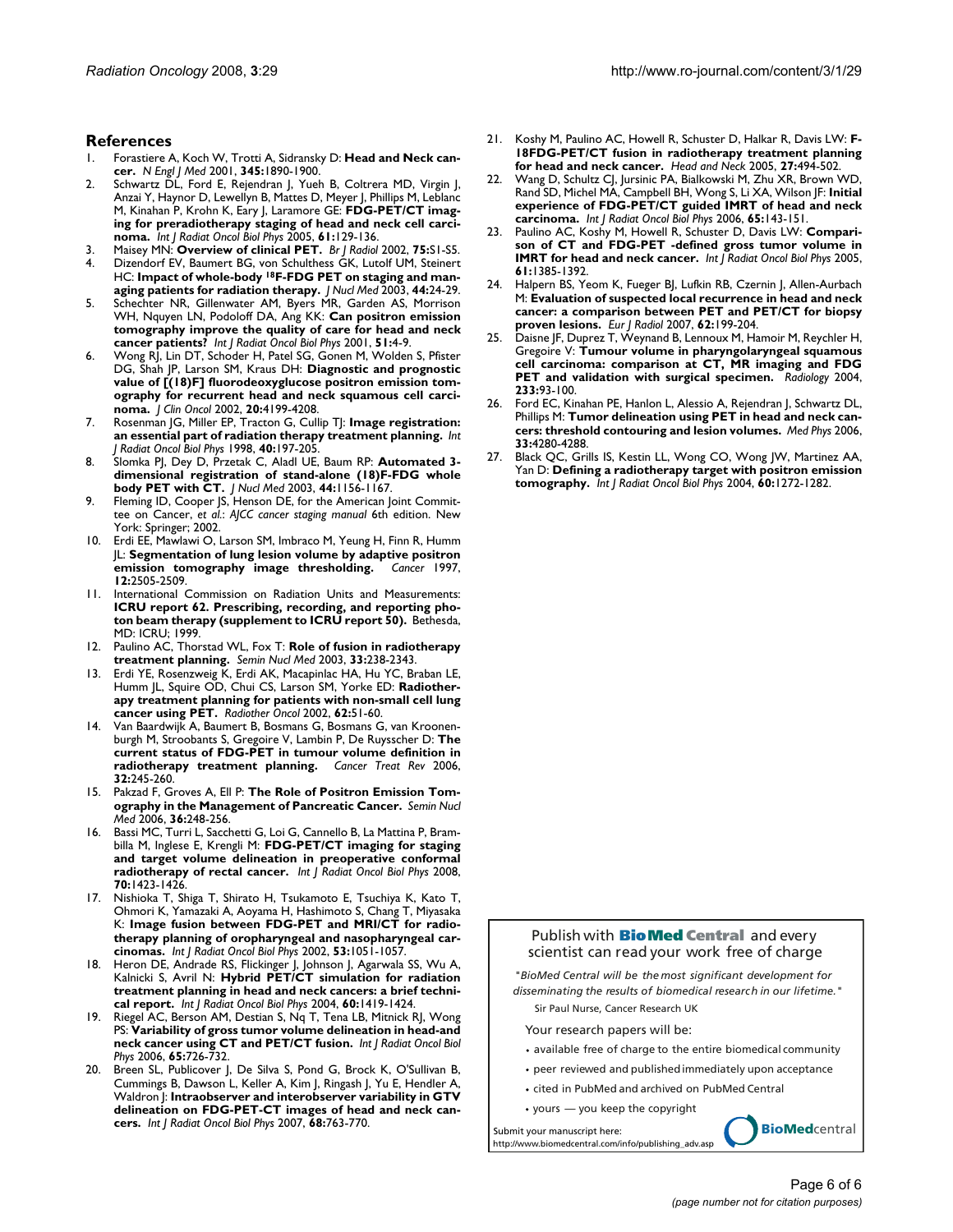## References

1. Forastiere A, Koch W, Trotti A, Sidransky D: **Head and Neck cancer.** *N Engl J Med* 2001, **345:**1890-1900.
2. Schwartz DL, Ford E, Rejendran J, Yueh B, Coltrera MD, Virgin J, Anzai Y, Haynor D, Lewellyn B, Mattes D, Meyer J, Phillips M, Leblanc M, Kinahan P, Krohn K, Eary J, Laramore GE: **FDG-PET/CT imaging for preradiotherapy staging of head and neck cell carcinoma.** *Int J Radiat Oncol Biol Phys* 2005, **61:**129-136.
3. Maisey MN: **Overview of clinical PET.** *Br J Radiol* 2002, **75:**S1-S5.
4. Dizendorf EV, Baumert BG, von Schulthess GK, Lutolf UM, Steinert HC: **Impact of whole-body [18]F-FDG PET on staging and managing patients for radiation therapy.** *J Nucl Med* 2003, **44:**24-29.
5. Schechter NR, Gillenwater AM, Byers MR, Garden AS, Morrison WH, Nguyen LN, Podoloff DA, Ang KK: **Can positron emission tomography improve the quality of care for head and neck cancer patients?** *Int J Radiat Oncol Biol Phys* 2001, **51:**4-9.
6. Wong RJ, Lin DT, Schoder H, Patel SG, Gonen M, Wolden S, Pfister DG, Shah JP, Larson SM, Kraus DH: **Diagnostic and prognostic value of [(18)F] fluorodeoxyglucose positron emission tomography for recurrent head and neck squamous cell carcinoma.** *J Clin Oncol* 2002, **20:**4199-4208.
7. Rosenman JG, Miller EP, Tracton G, Cullip TJ: **Image registration: an essential part of radiation therapy treatment planning.** *Int J Radiat Oncol Biol Phys* 1998, **40:**197-205.
8. Slomka PJ, Dey D, Przetak C, Aladl UE, Baum RP: **Automated 3-dimensional registration of stand-alone (18)F-FDG whole body PET with CT.** *J Nucl Med* 2003, **44:**1156-1167.
9. Fleming ID, Cooper JS, Henson DE, for the American Joint Committee on Cancer, *et al.*: *AJCC cancer staging manual* 6th edition. New York: Springer; 2002.
10. Erdi EE, Mawlawi O, Larson SM, Imbraco M, Yeung H, Finn R, Humm JL: **Segmentation of lung lesion volume by adaptive positron emission tomography image thresholding.** *Cancer* 1997, **12:**2505-2509.
11. International Commission on Radiation Units and Measurements: **ICRU report 62. Prescribing, recording, and reporting photon beam therapy (supplement to ICRU report 50).** Bethesda, MD: ICRU; 1999.
12. Paulino AC, Thorstad WL, Fox T: **Role of fusion in radiotherapy treatment planning.** *Semin Nucl Med* 2003, **33:**238-2343.
13. Erdi YE, Rosenzweig K, Erdi AK, Macapinlac HA, Hu YC, Braban LE, Humm JL, Squire OD, Chui CS, Larson SM, Yorke ED: **Radiotherapy treatment planning for patients with non-small cell lung cancer using PET.** *Radiother Oncol* 2002, **62:**51-60.
14. Van Baardwijk A, Baumert B, Bosmans G, Bosmans G, van Kroonenburgh M, Stroobants S, Gregoire V, Lambin P, De Ruysscher D: **The current status of FDG-PET in tumour volume definition in radiotherapy treatment planning.** *Cancer Treat Rev* 2006, **32:**245-260.
15. Pakzad F, Groves A, Ell P: **The Role of Positron Emission Tomography in the Management of Pancreatic Cancer.** *Semin Nucl Med* 2006, **36:**248-256.
16. Bassi MC, Turri L, Sacchetti G, Loi G, Cannello B, La Mattina P, Brambilla M, Inglese E, Krengli M: **FDG-PET/CT imaging for staging and target volume delineation in preoperative conformal radiotherapy of rectal cancer.** *Int J Radiat Oncol Biol Phys* 2008, **70:**1423-1426.
17. Nishioka T, Shiga T, Shirato H, Tsukamoto E, Tsuchiya K, Kato T, Ohmori K, Yamazaki A, Aoyama H, Hashimoto S, Chang T, Miyasaka K: **Image fusion between FDG-PET and MRI/CT for radiotherapy planning of oropharyngeal and nasopharyngeal carcinomas.** *Int J Radiat Oncol Biol Phys* 2002, **53:**1051-1057.
18. Heron DE, Andrade RS, Flickinger J, Johnson J, Agarwala SS, Wu A, Kalnicki S, Avril N: **Hybrid PET/CT simulation for radiation treatment planning in head and neck cancers: a brief technical report.** *Int J Radiat Oncol Biol Phys* 2004, **60:**1419-1424.
19. Riegel AC, Berson AM, Destian S, Nq T, Tena LB, Mitnick RJ, Wong PS: **Variability of gross tumor volume delineation in head-and neck cancer using CT and PET/CT fusion.** *Int J Radiat Oncol Biol Phys* 2006, **65:**726-732.
20. Breen SL, Publicover J, De Silva S, Pond G, Brock K, O'Sullivan B, Cummings B, Dawson L, Keller A, Kim J, Ringash J, Yu E, Hendler A, Waldron J: **Intraobserver and interobserver variability in GTV delineation on FDG-PET-CT images of head and neck cancers.** *Int J Radiat Oncol Biol Phys* 2007, **68:**763-770.
21. Koshy M, Paulino AC, Howell R, Schuster D, Halkar R, Davis LW: **F-18FDG-PET/CT fusion in radiotherapy treatment planning for head and neck cancer.** *Head and Neck* 2005, **27:**494-502.
22. Wang D, Schultz CJ, Jursinic PA, Bialkowski M, Zhu XR, Brown WD, Rand SD, Michel MA, Campbell BH, Wong S, Li XA, Wilson JF: **Initial experience of FDG-PET/CT guided IMRT of head and neck carcinoma.** *Int J Radiat Oncol Biol Phys* 2006, **65:**143-151.
23. Paulino AC, Koshy M, Howell R, Schuster D, Davis LW: **Comparison of CT and FDG-PET -defined gross tumor volume in IMRT for head and neck cancer.** *Int J Radiat Oncol Biol Phys* 2005, **61:**1385-1392.
24. Halpern BS, Yeom K, Fueger BJ, Lufkin RB, Czernin J, Allen-Aurbach M: **Evaluation of suspected local recurrence in head and neck cancer: a comparison between PET and PET/CT for biopsy proven lesions.** *Eur J Radiol* 2007, **62:**199-204.
25. Daisne JF, Duprez T, Weynand B, Lennoux M, Hamoir M, Reychler H, Gregoire V: **Tumour volume in pharyngolaryngeal squamous cell carcinoma: comparison at CT, MR imaging and FDG PET and validation with surgical specimen.** *Radiology* 2004, **233:**93-100.
26. Ford EC, Kinahan PE, Hanlon L, Alessio A, Rejendran J, Schwartz DL, Phillips M: **Tumor delineation using PET in head and neck cancers: threshold contouring and lesion volumes.** *Med Phys* 2006, **33:**4280-4288.
27. Black QC, Grills IS, Kestin LL, Wong CO, Wong JW, Martinez AA, Yan D: **Defining a radiotherapy target with positron emission tomography.** *Int J Radiat Oncol Biol Phys* 2004, **60:**1272-1282.

Publish with **BioMed Central** and every scientist can read your work free of charge

*"BioMed Central will be the most significant development for disseminating the results of biomedical research in our lifetime."*

Sir Paul Nurse, Cancer Research UK

Your research papers will be:

- available free of charge to the entire biomedical community
- peer reviewed and published immediately upon acceptance
- cited in PubMed and archived on PubMed Central
- yours — you keep the copyright

Submit your manuscript here:
http://www.biomedcentral.com/info/publishing_adv.asp

BioMedcentral